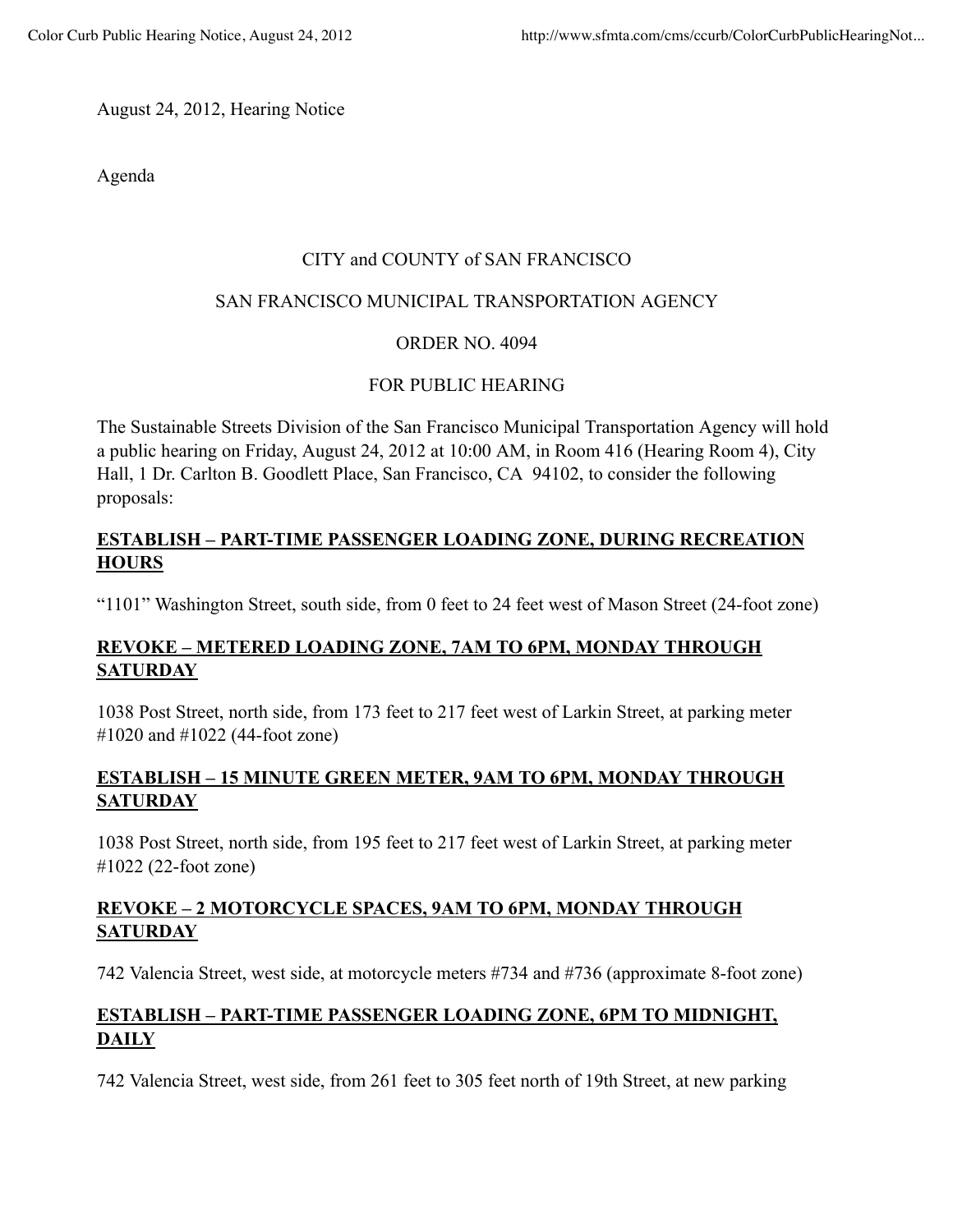August 24, 2012, Hearing Notice

Agenda

CITY and COUNTY of SAN FRANCISCO

SAN FRANCISCO MUNICIPAL TRANSPORTATION AGENCY

ORDER NO. 4094

FOR PUBLIC HEARING

The Sustainable Streets Division of the San Francisco Municipal Transportation Agency will hold a public hearing on Friday, August 24, 2012 at 10:00 AM, in Room 416 (Hearing Room 4), City Hall, 1 Dr. Carlton B. Goodlett Place, San Francisco, CA 94102, to consider the following proposals:

**ESTABLISH – PART-TIME PASSENGER LOADING ZONE, DURING RECREATION HOURS**

"1101" Washington Street, south side, from 0 feet to 24 feet west of Mason Street (24-foot zone)

**REVOKE – METERED LOADING ZONE, 7AM TO 6PM, MONDAY THROUGH SATURDAY**

1038 Post Street, north side, from 173 feet to 217 feet west of Larkin Street, at parking meter #1020 and #1022 (44-foot zone)

**ESTABLISH – 15 MINUTE GREEN METER, 9AM TO 6PM, MONDAY THROUGH SATURDAY**

1038 Post Street, north side, from 195 feet to 217 feet west of Larkin Street, at parking meter #1022 (22-foot zone)

**REVOKE – 2 MOTORCYCLE SPACES, 9AM TO 6PM, MONDAY THROUGH SATURDAY**

742 Valencia Street, west side, at motorcycle meters #734 and #736 (approximate 8-foot zone)

**ESTABLISH – PART-TIME PASSENGER LOADING ZONE, 6PM TO MIDNIGHT, DAILY**

742 Valencia Street, west side, from 261 feet to 305 feet north of 19th Street, at new parking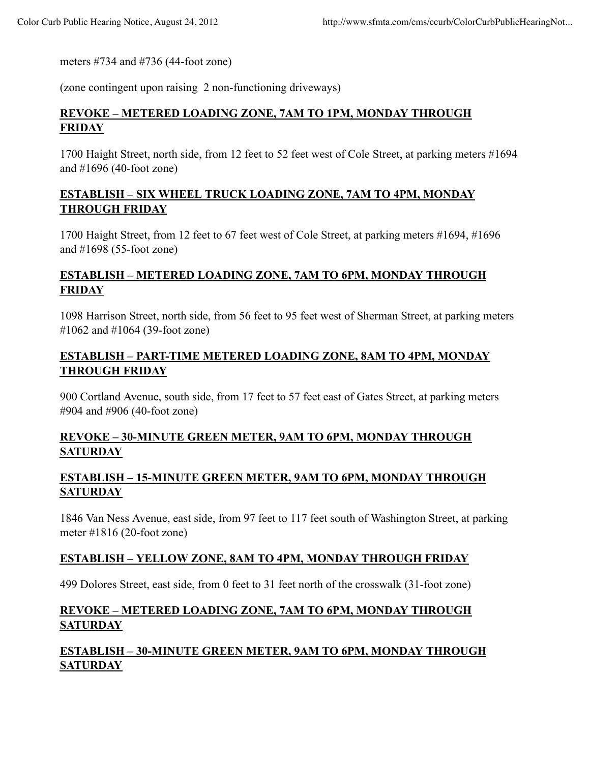meters #734 and #736 (44-foot zone)

(zone contingent upon raising 2 non-functioning driveways)

**REVOKE – METERED LOADING ZONE, 7AM TO 1PM, MONDAY THROUGH FRIDAY**

1700 Haight Street, north side, from 12 feet to 52 feet west of Cole Street, at parking meters #1694 and #1696 (40-foot zone)

**ESTABLISH – SIX WHEEL TRUCK LOADING ZONE, 7AM TO 4PM, MONDAY THROUGH FRIDAY**

1700 Haight Street, from 12 feet to 67 feet west of Cole Street, at parking meters #1694, #1696 and #1698 (55-foot zone)

**ESTABLISH – METERED LOADING ZONE, 7AM TO 6PM, MONDAY THROUGH FRIDAY**

1098 Harrison Street, north side, from 56 feet to 95 feet west of Sherman Street, at parking meters #1062 and #1064 (39-foot zone)

**ESTABLISH – PART-TIME METERED LOADING ZONE, 8AM TO 4PM, MONDAY THROUGH FRIDAY**

900 Cortland Avenue, south side, from 17 feet to 57 feet east of Gates Street, at parking meters #904 and #906 (40-foot zone)

**REVOKE – 30-MINUTE GREEN METER, 9AM TO 6PM, MONDAY THROUGH SATURDAY**

**ESTABLISH – 15-MINUTE GREEN METER, 9AM TO 6PM, MONDAY THROUGH SATURDAY**

1846 Van Ness Avenue, east side, from 97 feet to 117 feet south of Washington Street, at parking meter #1816 (20-foot zone)

**ESTABLISH – YELLOW ZONE, 8AM TO 4PM, MONDAY THROUGH FRIDAY**

499 Dolores Street, east side, from 0 feet to 31 feet north of the crosswalk (31-foot zone)

**REVOKE – METERED LOADING ZONE, 7AM TO 6PM, MONDAY THROUGH SATURDAY**

**ESTABLISH – 30-MINUTE GREEN METER, 9AM TO 6PM, MONDAY THROUGH SATURDAY**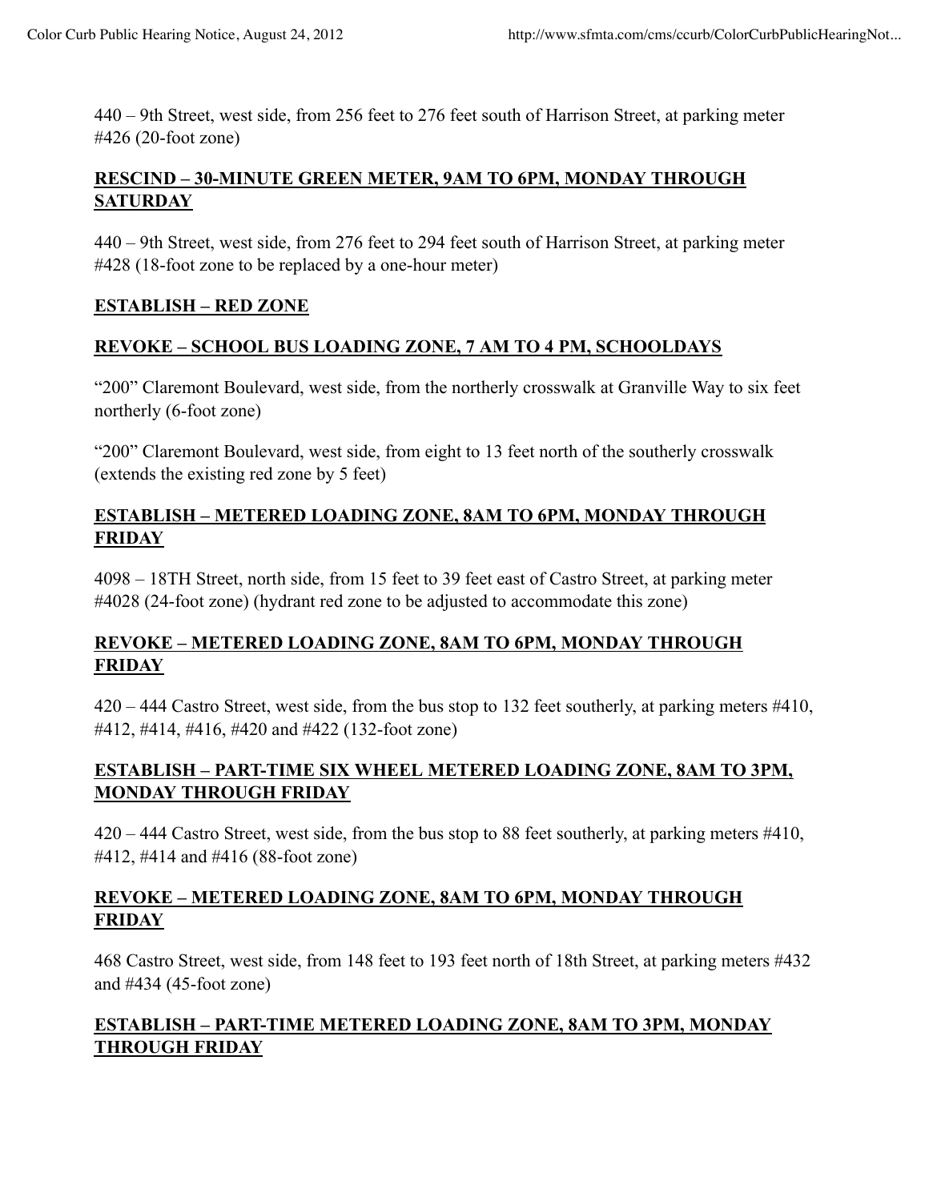440 – 9th Street, west side, from 256 feet to 276 feet south of Harrison Street, at parking meter #426 (20-foot zone)

**RESCIND – 30-MINUTE GREEN METER, 9AM TO 6PM, MONDAY THROUGH SATURDAY**

440 – 9th Street, west side, from 276 feet to 294 feet south of Harrison Street, at parking meter #428 (18-foot zone to be replaced by a one-hour meter)

**ESTABLISH – RED ZONE**

**REVOKE – SCHOOL BUS LOADING ZONE, 7 AM TO 4 PM, SCHOOLDAYS**

"200" Claremont Boulevard, west side, from the northerly crosswalk at Granville Way to six feet northerly (6-foot zone)

"200" Claremont Boulevard, west side, from eight to 13 feet north of the southerly crosswalk (extends the existing red zone by 5 feet)

**ESTABLISH – METERED LOADING ZONE, 8AM TO 6PM, MONDAY THROUGH FRIDAY**

4098 – 18TH Street, north side, from 15 feet to 39 feet east of Castro Street, at parking meter #4028 (24-foot zone) (hydrant red zone to be adjusted to accommodate this zone)

**REVOKE – METERED LOADING ZONE, 8AM TO 6PM, MONDAY THROUGH FRIDAY**

420 – 444 Castro Street, west side, from the bus stop to 132 feet southerly, at parking meters #410, #412, #414, #416, #420 and #422 (132-foot zone)

**ESTABLISH – PART-TIME SIX WHEEL METERED LOADING ZONE, 8AM TO 3PM, MONDAY THROUGH FRIDAY**

420 – 444 Castro Street, west side, from the bus stop to 88 feet southerly, at parking meters #410, #412, #414 and #416 (88-foot zone)

**REVOKE – METERED LOADING ZONE, 8AM TO 6PM, MONDAY THROUGH FRIDAY**

468 Castro Street, west side, from 148 feet to 193 feet north of 18th Street, at parking meters #432 and #434 (45-foot zone)

**ESTABLISH – PART-TIME METERED LOADING ZONE, 8AM TO 3PM, MONDAY THROUGH FRIDAY**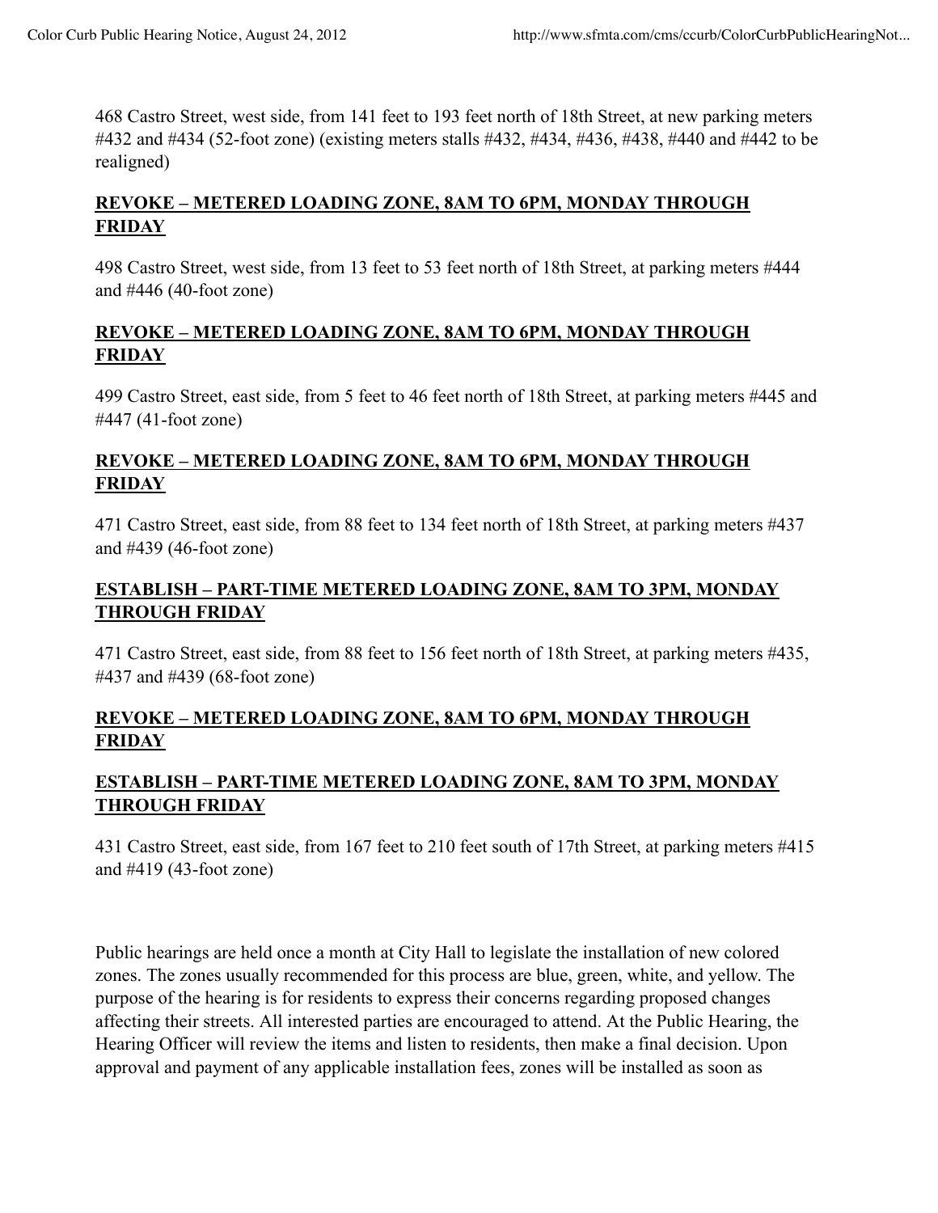468 Castro Street, west side, from 141 feet to 193 feet north of 18th Street, at new parking meters #432 and #434 (52-foot zone) (existing meters stalls #432, #434, #436, #438, #440 and #442 to be realigned)

**<u>REVOKE – METERED LOADING ZONE, 8AM TO 6PM, MONDAY THROUGH FRIDAY</u>**

498 Castro Street, west side, from 13 feet to 53 feet north of 18th Street, at parking meters #444 and #446 (40-foot zone)

**<u>REVOKE – METERED LOADING ZONE, 8AM TO 6PM, MONDAY THROUGH FRIDAY</u>**

499 Castro Street, east side, from 5 feet to 46 feet north of 18th Street, at parking meters #445 and #447 (41-foot zone)

**<u>REVOKE – METERED LOADING ZONE, 8AM TO 6PM, MONDAY THROUGH FRIDAY</u>**

471 Castro Street, east side, from 88 feet to 134 feet north of 18th Street, at parking meters #437 and #439 (46-foot zone)

**<u>ESTABLISH – PART-TIME METERED LOADING ZONE, 8AM TO 3PM, MONDAY THROUGH FRIDAY</u>**

471 Castro Street, east side, from 88 feet to 156 feet north of 18th Street, at parking meters #435, #437 and #439 (68-foot zone)

**<u>REVOKE – METERED LOADING ZONE, 8AM TO 6PM, MONDAY THROUGH FRIDAY</u>**

**<u>ESTABLISH – PART-TIME METERED LOADING ZONE, 8AM TO 3PM, MONDAY THROUGH FRIDAY</u>**

431 Castro Street, east side, from 167 feet to 210 feet south of 17th Street, at parking meters #415 and #419 (43-foot zone)

Public hearings are held once a month at City Hall to legislate the installation of new colored zones. The zones usually recommended for this process are blue, green, white, and yellow. The purpose of the hearing is for residents to express their concerns regarding proposed changes affecting their streets. All interested parties are encouraged to attend. At the Public Hearing, the Hearing Officer will review the items and listen to residents, then make a final decision. Upon approval and payment of any applicable installation fees, zones will be installed as soon as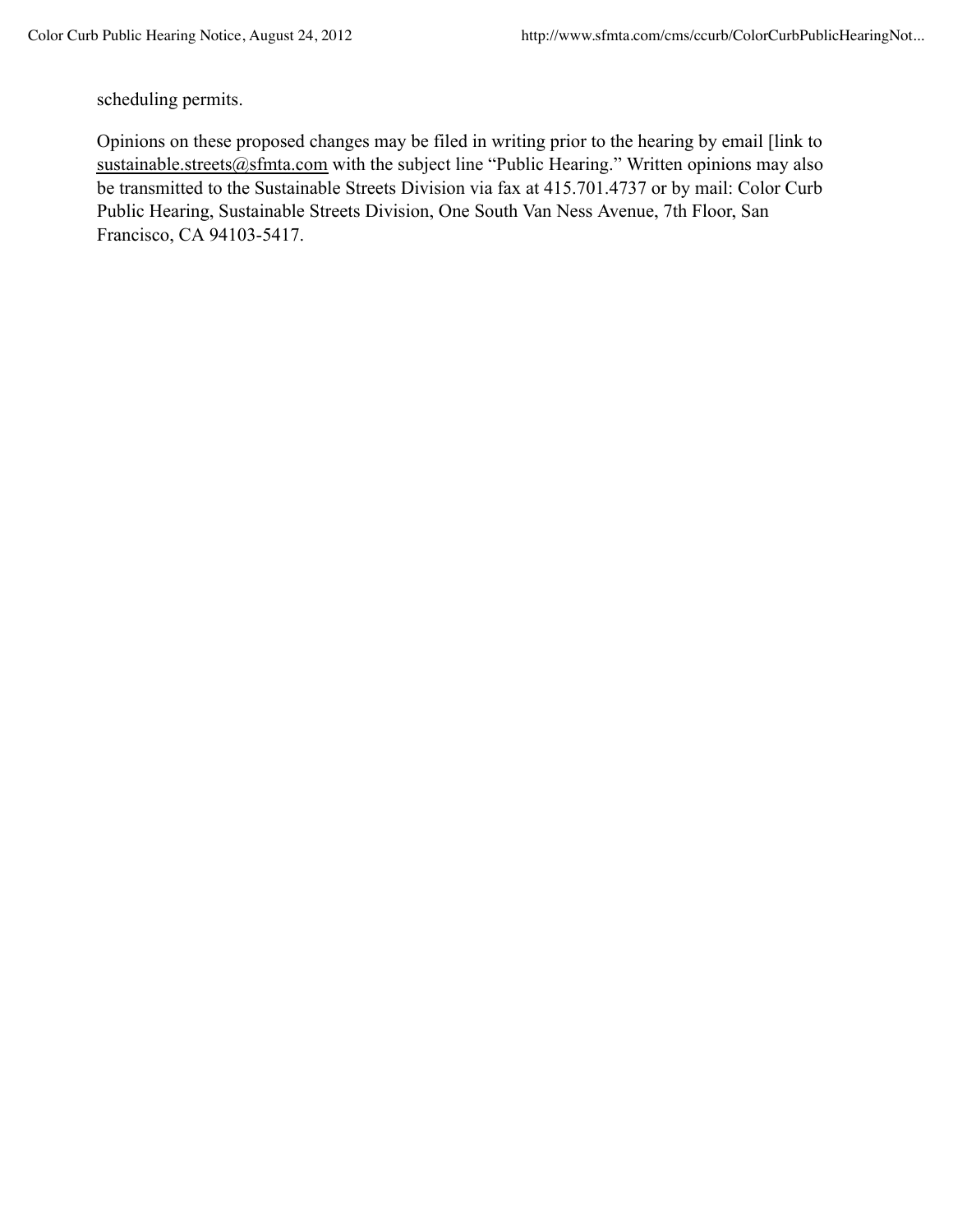scheduling permits.

Opinions on these proposed changes may be filed in writing prior to the hearing by email [link to sustainable.streets@sfmta.com with the subject line "Public Hearing." Written opinions may also be transmitted to the Sustainable Streets Division via fax at 415.701.4737 or by mail: Color Curb Public Hearing, Sustainable Streets Division, One South Van Ness Avenue, 7th Floor, San Francisco, CA 94103-5417.